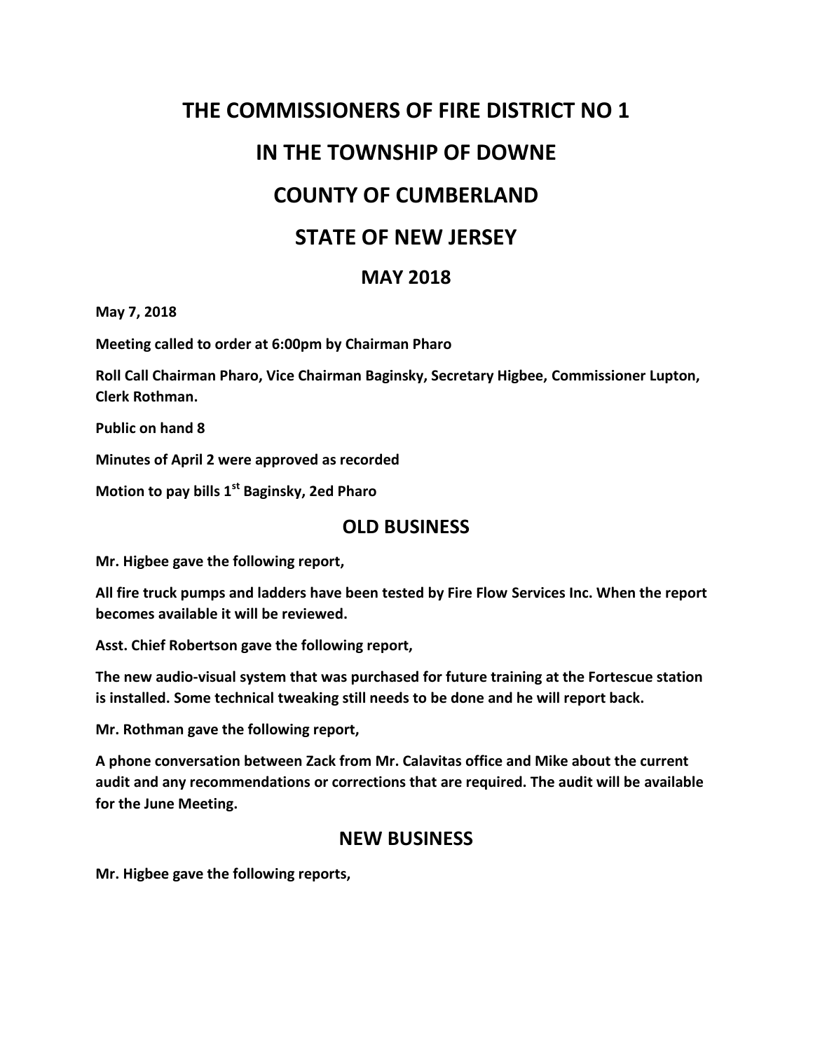# THE COMMISSIONERS OF FIRE DISTRICT NO 1

# IN THE TOWNSHIP OF DOWNE

# COUNTY OF CUMBERLAND

# STATE OF NEW JERSEY

## MAY 2018

**May 7, 2018**

**Meeting called to order at 6:00pm by Chairman Pharo**

**Roll Call Chairman Pharo, Vice Chairman Baginsky, Secretary Higbee, Commissioner Lupton, Clerk Rothman.**

**Public on hand 8**

**Minutes of April 2 were approved as recorded**

**Motion to pay bills 1st Baginsky, 2ed Pharo**

## OLD BUSINESS

**Mr. Higbee gave the following report,**

**All fire truck pumps and ladders have been tested by Fire Flow Services Inc. When the report becomes available it will be reviewed.**

**Asst. Chief Robertson gave the following report,**

**The new audio-visual system that was purchased for future training at the Fortescue station is installed. Some technical tweaking still needs to be done and he will report back.**

**Mr. Rothman gave the following report,**

**A phone conversation between Zack from Mr. Calavitas office and Mike about the current audit and any recommendations or corrections that are required. The audit will be available for the June Meeting.**

## NEW BUSINESS

**Mr. Higbee gave the following reports,**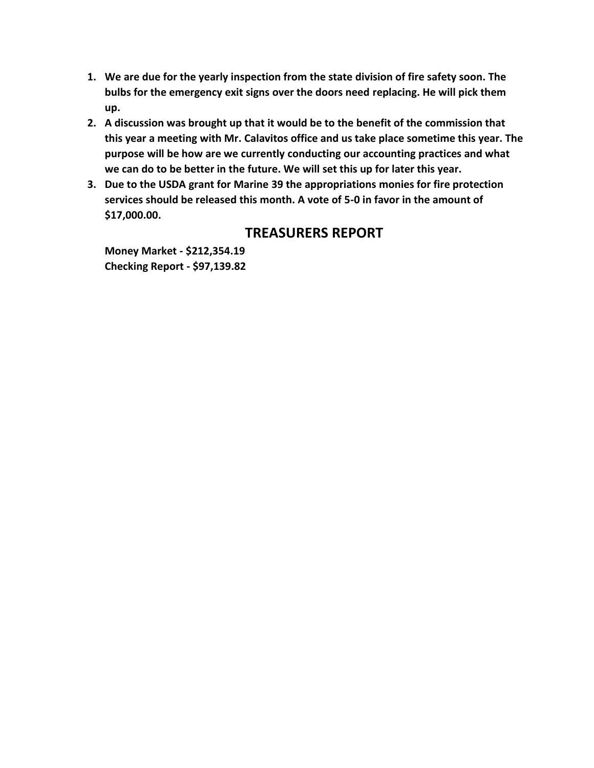1. **We are due for the yearly inspection from the state division of fire safety soon. The bulbs for the emergency exit signs over the doors need replacing. He will pick them up.**
2. **A discussion was brought up that it would be to the benefit of the commission that this year a meeting with Mr. Calavitos office and us take place sometime this year. The purpose will be how are we currently conducting our accounting practices and what we can do to be better in the future. We will set this up for later this year.**
3. **Due to the USDA grant for Marine 39 the appropriations monies for fire protection services should be released this month. A vote of 5-0 in favor in the amount of $17,000.00.**

## TREASURERS REPORT

**Money Market - $212,354.19**
**Checking Report - $97,139.82**